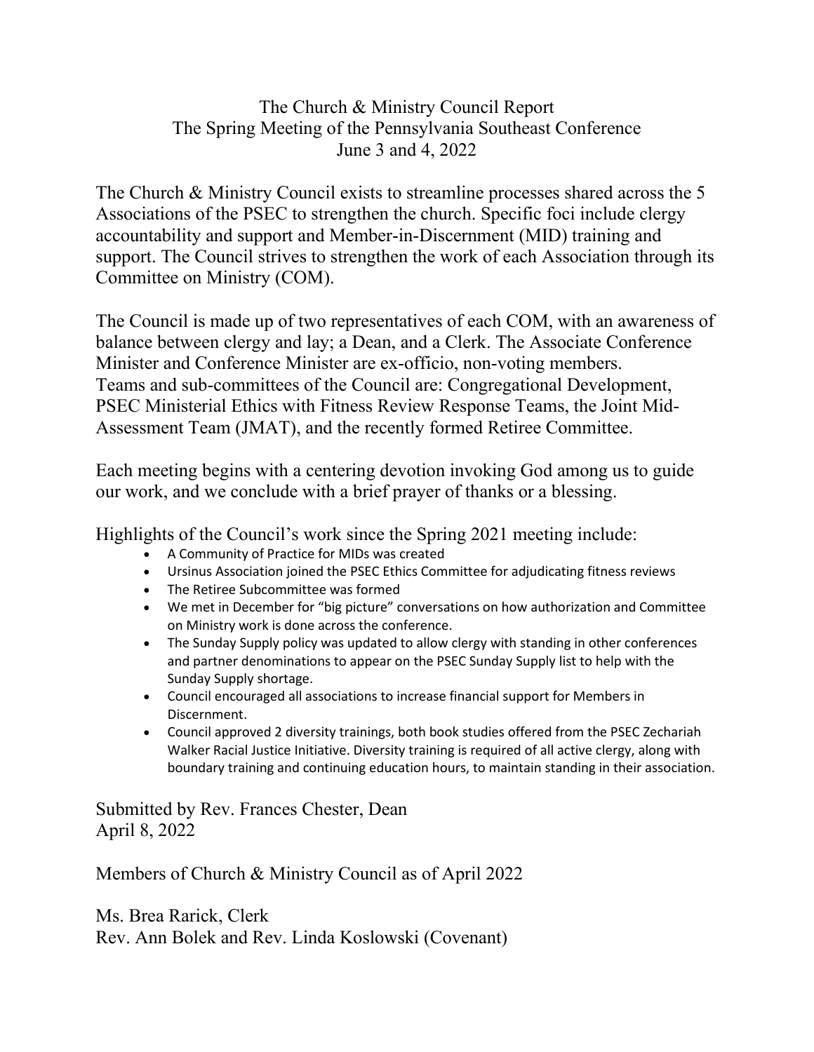# The Church & Ministry Council Report
## The Spring Meeting of the Pennsylvania Southeast Conference
### June 3 and 4, 2022

The Church & Ministry Council exists to streamline processes shared across the 5 Associations of the PSEC to strengthen the church. Specific foci include clergy accountability and support and Member-in-Discernment (MID) training and support. The Council strives to strengthen the work of each Association through its Committee on Ministry (COM).

The Council is made up of two representatives of each COM, with an awareness of balance between clergy and lay; a Dean, and a Clerk. The Associate Conference Minister and Conference Minister are ex-officio, non-voting members. Teams and sub-committees of the Council are: Congregational Development, PSEC Ministerial Ethics with Fitness Review Response Teams, the Joint Mid-Assessment Team (JMAT), and the recently formed Retiree Committee.

Each meeting begins with a centering devotion invoking God among us to guide our work, and we conclude with a brief prayer of thanks or a blessing.

Highlights of the Council's work since the Spring 2021 meeting include:

- A Community of Practice for MIDs was created
- Ursinus Association joined the PSEC Ethics Committee for adjudicating fitness reviews
- The Retiree Subcommittee was formed
- We met in December for "big picture" conversations on how authorization and Committee on Ministry work is done across the conference.
- The Sunday Supply policy was updated to allow clergy with standing in other conferences and partner denominations to appear on the PSEC Sunday Supply list to help with the Sunday Supply shortage.
- Council encouraged all associations to increase financial support for Members in Discernment.
- Council approved 2 diversity trainings, both book studies offered from the PSEC Zechariah Walker Racial Justice Initiative. Diversity training is required of all active clergy, along with boundary training and continuing education hours, to maintain standing in their association.

Submitted by Rev. Frances Chester, Dean
April 8, 2022

Members of Church & Ministry Council as of April 2022

Ms. Brea Rarick, Clerk
Rev. Ann Bolek and Rev. Linda Koslowski (Covenant)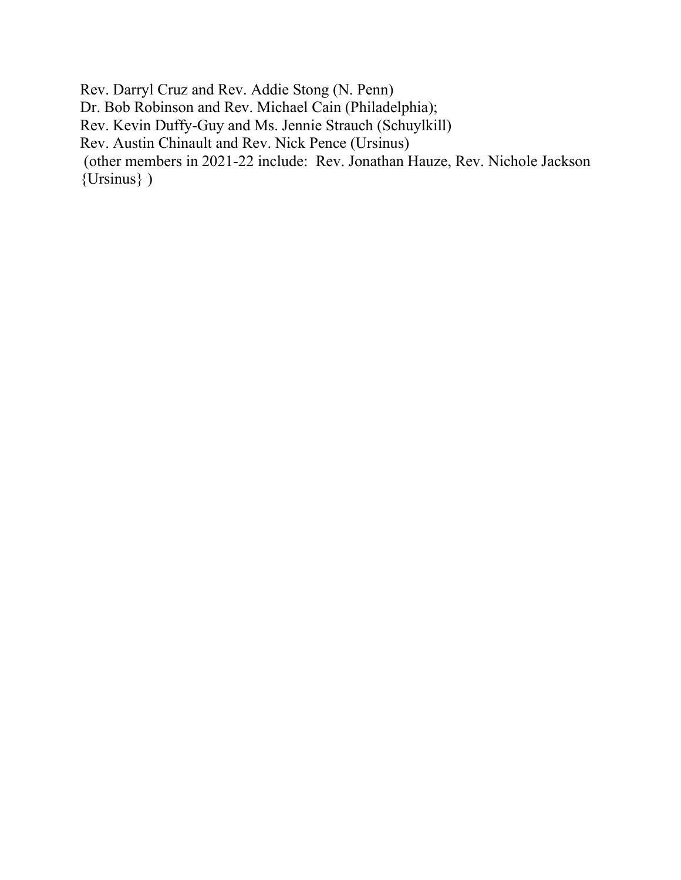Rev. Darryl Cruz and Rev. Addie Stong (N. Penn)
Dr. Bob Robinson and Rev. Michael Cain (Philadelphia);
Rev. Kevin Duffy-Guy and Ms. Jennie Strauch (Schuylkill)
Rev. Austin Chinault and Rev. Nick Pence (Ursinus)
(other members in 2021-22 include: Rev. Jonathan Hauze, Rev. Nichole Jackson {Ursinus} )